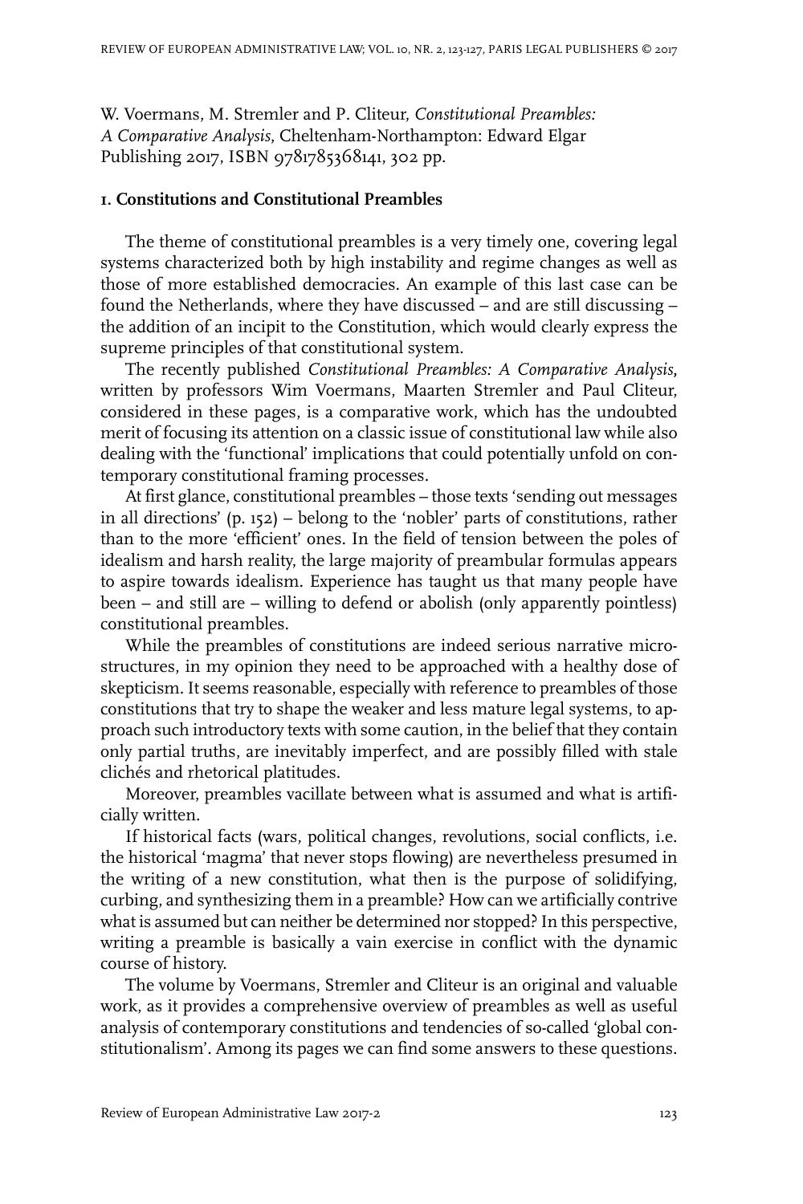W. Voermans, M. Stremler and P. Cliteur, *Constitutional Preambles: A Comparative Analysis*, Cheltenham-Northampton: Edward Elgar Publishing 2017, ISBN 9781785368141, 302 pp.

## 1. Constitutions and Constitutional Preambles

The theme of constitutional preambles is a very timely one, covering legal systems characterized both by high instability and regime changes as well as those of more established democracies. An example of this last case can be found the Netherlands, where they have discussed – and are still discussing – the addition of an incipit to the Constitution, which would clearly express the supreme principles of that constitutional system.

The recently published *Constitutional Preambles: A Comparative Analysis*, written by professors Wim Voermans, Maarten Stremler and Paul Cliteur, considered in these pages, is a comparative work, which has the undoubted merit of focusing its attention on a classic issue of constitutional law while also dealing with the 'functional' implications that could potentially unfold on contemporary constitutional framing processes.

At first glance, constitutional preambles – those texts 'sending out messages in all directions' (p. 152) – belong to the 'nobler' parts of constitutions, rather than to the more 'efficient' ones. In the field of tension between the poles of idealism and harsh reality, the large majority of preambular formulas appears to aspire towards idealism. Experience has taught us that many people have been – and still are – willing to defend or abolish (only apparently pointless) constitutional preambles.

While the preambles of constitutions are indeed serious narrative micro-structures, in my opinion they need to be approached with a healthy dose of skepticism. It seems reasonable, especially with reference to preambles of those constitutions that try to shape the weaker and less mature legal systems, to approach such introductory texts with some caution, in the belief that they contain only partial truths, are inevitably imperfect, and are possibly filled with stale clichés and rhetorical platitudes.

Moreover, preambles vacillate between what is assumed and what is artificially written.

If historical facts (wars, political changes, revolutions, social conflicts, i.e. the historical 'magma' that never stops flowing) are nevertheless presumed in the writing of a new constitution, what then is the purpose of solidifying, curbing, and synthesizing them in a preamble? How can we artificially contrive what is assumed but can neither be determined nor stopped? In this perspective, writing a preamble is basically a vain exercise in conflict with the dynamic course of history.

The volume by Voermans, Stremler and Cliteur is an original and valuable work, as it provides a comprehensive overview of preambles as well as useful analysis of contemporary constitutions and tendencies of so-called 'global constitutionalism'. Among its pages we can find some answers to these questions.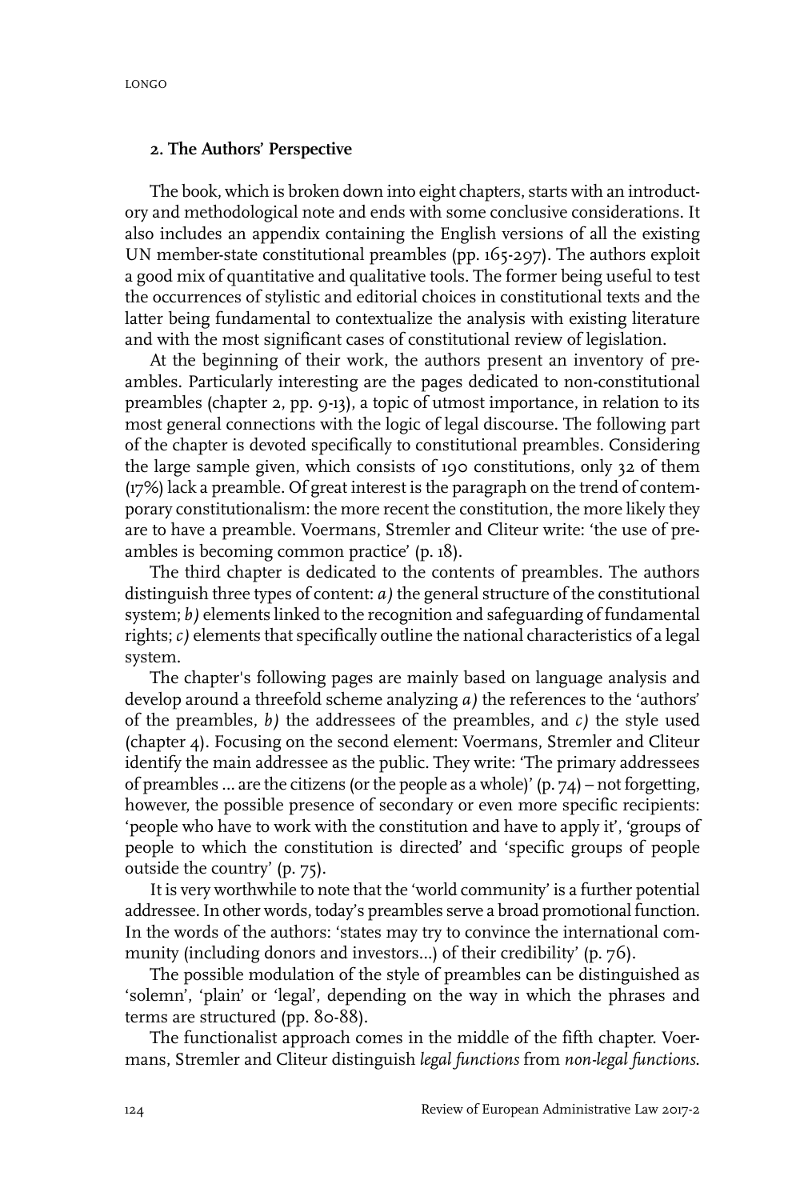## 2. The Authors' Perspective

The book, which is broken down into eight chapters, starts with an introductory and methodological note and ends with some conclusive considerations. It also includes an appendix containing the English versions of all the existing UN member-state constitutional preambles (pp. 165-297). The authors exploit a good mix of quantitative and qualitative tools. The former being useful to test the occurrences of stylistic and editorial choices in constitutional texts and the latter being fundamental to contextualize the analysis with existing literature and with the most significant cases of constitutional review of legislation.

At the beginning of their work, the authors present an inventory of preambles. Particularly interesting are the pages dedicated to non-constitutional preambles (chapter 2, pp. 9-13), a topic of utmost importance, in relation to its most general connections with the logic of legal discourse. The following part of the chapter is devoted specifically to constitutional preambles. Considering the large sample given, which consists of 190 constitutions, only 32 of them (17%) lack a preamble. Of great interest is the paragraph on the trend of contemporary constitutionalism: the more recent the constitution, the more likely they are to have a preamble. Voermans, Stremler and Cliteur write: 'the use of preambles is becoming common practice' (p. 18).

The third chapter is dedicated to the contents of preambles. The authors distinguish three types of content: *a)* the general structure of the constitutional system; *b)* elements linked to the recognition and safeguarding of fundamental rights; *c)* elements that specifically outline the national characteristics of a legal system.

The chapter's following pages are mainly based on language analysis and develop around a threefold scheme analyzing *a)* the references to the 'authors' of the preambles, *b)* the addressees of the preambles, and *c)* the style used (chapter 4). Focusing on the second element: Voermans, Stremler and Cliteur identify the main addressee as the public. They write: 'The primary addressees of preambles ... are the citizens (or the people as a whole)' (p. 74) – not forgetting, however, the possible presence of secondary or even more specific recipients: 'people who have to work with the constitution and have to apply it', 'groups of people to which the constitution is directed' and 'specific groups of people outside the country' (p. 75).

It is very worthwhile to note that the 'world community' is a further potential addressee. In other words, today's preambles serve a broad promotional function. In the words of the authors: 'states may try to convince the international community (including donors and investors...) of their credibility' (p. 76).

The possible modulation of the style of preambles can be distinguished as 'solemn', 'plain' or 'legal', depending on the way in which the phrases and terms are structured (pp. 80-88).

The functionalist approach comes in the middle of the fifth chapter. Voermans, Stremler and Cliteur distinguish *legal functions* from *non-legal functions*.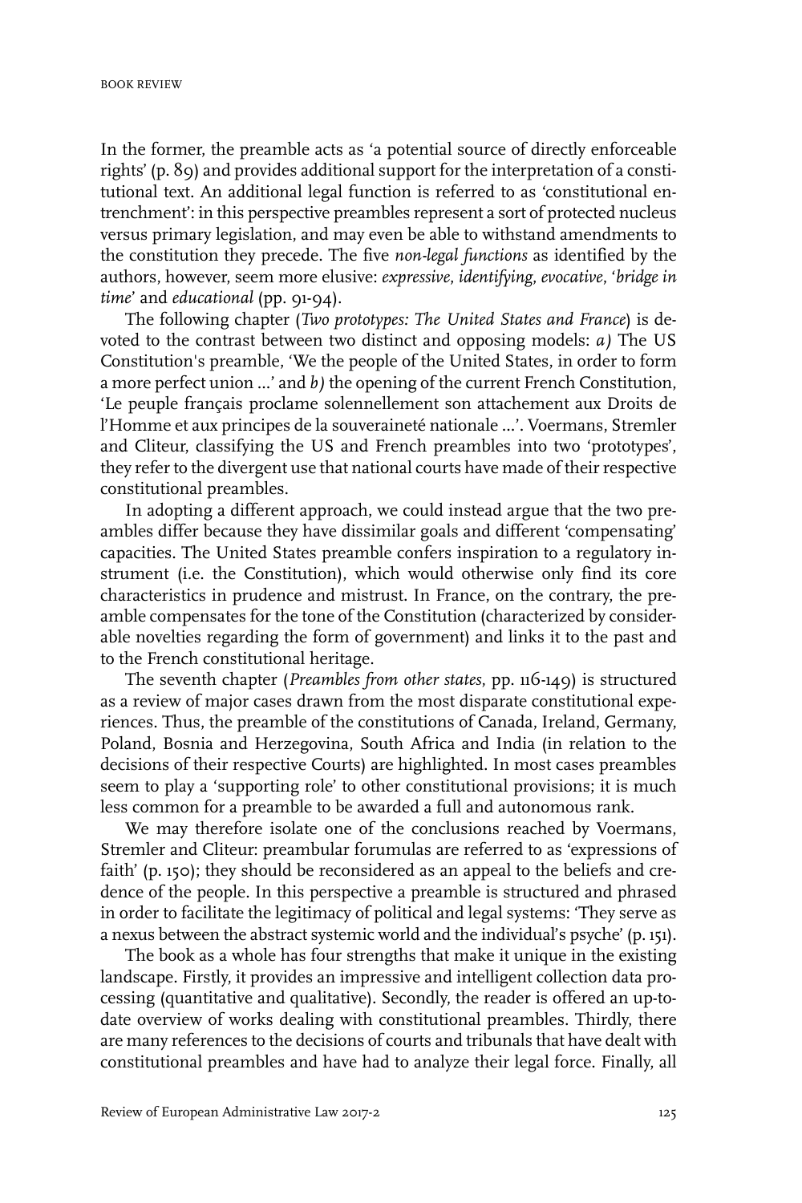In the former, the preamble acts as 'a potential source of directly enforceable rights' (p. 89) and provides additional support for the interpretation of a constitutional text. An additional legal function is referred to as 'constitutional entrenchment': in this perspective preambles represent a sort of protected nucleus versus primary legislation, and may even be able to withstand amendments to the constitution they precede. The five *non-legal functions* as identified by the authors, however, seem more elusive: *expressive*, *identifying*, *evocative*, '*bridge in time*' and *educational* (pp. 91-94).

The following chapter (*Two prototypes: The United States and France*) is devoted to the contrast between two distinct and opposing models: *a)* The US Constitution's preamble, 'We the people of the United States, in order to form a more perfect union ...' and *b)* the opening of the current French Constitution, 'Le peuple français proclame solennellement son attachement aux Droits de l'Homme et aux principes de la souveraineté nationale ...'. Voermans, Stremler and Cliteur, classifying the US and French preambles into two 'prototypes', they refer to the divergent use that national courts have made of their respective constitutional preambles.

In adopting a different approach, we could instead argue that the two preambles differ because they have dissimilar goals and different 'compensating' capacities. The United States preamble confers inspiration to a regulatory instrument (i.e. the Constitution), which would otherwise only find its core characteristics in prudence and mistrust. In France, on the contrary, the preamble compensates for the tone of the Constitution (characterized by considerable novelties regarding the form of government) and links it to the past and to the French constitutional heritage.

The seventh chapter (*Preambles from other states*, pp. 116-149) is structured as a review of major cases drawn from the most disparate constitutional experiences. Thus, the preamble of the constitutions of Canada, Ireland, Germany, Poland, Bosnia and Herzegovina, South Africa and India (in relation to the decisions of their respective Courts) are highlighted. In most cases preambles seem to play a 'supporting role' to other constitutional provisions; it is much less common for a preamble to be awarded a full and autonomous rank.

We may therefore isolate one of the conclusions reached by Voermans, Stremler and Cliteur: preambular forumulas are referred to as 'expressions of faith' (p. 150); they should be reconsidered as an appeal to the beliefs and credence of the people. In this perspective a preamble is structured and phrased in order to facilitate the legitimacy of political and legal systems: 'They serve as a nexus between the abstract systemic world and the individual's psyche' (p. 151).

The book as a whole has four strengths that make it unique in the existing landscape. Firstly, it provides an impressive and intelligent collection data processing (quantitative and qualitative). Secondly, the reader is offered an up-to-date overview of works dealing with constitutional preambles. Thirdly, there are many references to the decisions of courts and tribunals that have dealt with constitutional preambles and have had to analyze their legal force. Finally, all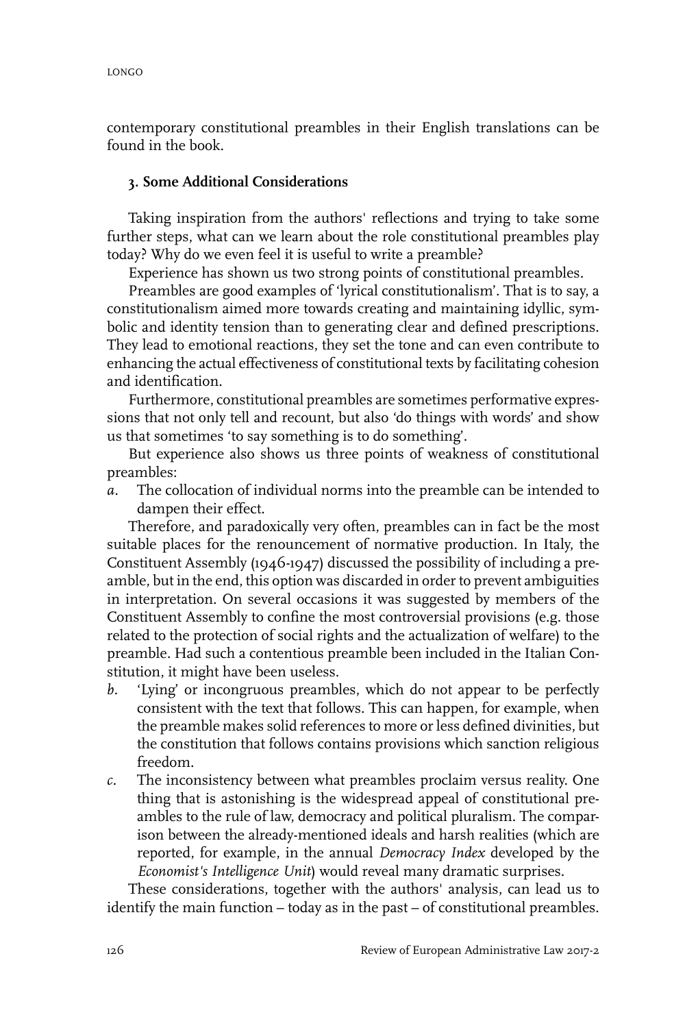contemporary constitutional preambles in their English translations can be found in the book.

### 3. Some Additional Considerations

Taking inspiration from the authors' reflections and trying to take some further steps, what can we learn about the role constitutional preambles play today? Why do we even feel it is useful to write a preamble?

Experience has shown us two strong points of constitutional preambles.

Preambles are good examples of 'lyrical constitutionalism'. That is to say, a constitutionalism aimed more towards creating and maintaining idyllic, symbolic and identity tension than to generating clear and defined prescriptions. They lead to emotional reactions, they set the tone and can even contribute to enhancing the actual effectiveness of constitutional texts by facilitating cohesion and identification.

Furthermore, constitutional preambles are sometimes performative expressions that not only tell and recount, but also 'do things with words' and show us that sometimes 'to say something is to do something'.

But experience also shows us three points of weakness of constitutional preambles:

*a.* The collocation of individual norms into the preamble can be intended to dampen their effect.

Therefore, and paradoxically very often, preambles can in fact be the most suitable places for the renouncement of normative production. In Italy, the Constituent Assembly (1946-1947) discussed the possibility of including a preamble, but in the end, this option was discarded in order to prevent ambiguities in interpretation. On several occasions it was suggested by members of the Constituent Assembly to confine the most controversial provisions (e.g. those related to the protection of social rights and the actualization of welfare) to the preamble. Had such a contentious preamble been included in the Italian Constitution, it might have been useless.

*b.* 'Lying' or incongruous preambles, which do not appear to be perfectly consistent with the text that follows. This can happen, for example, when the preamble makes solid references to more or less defined divinities, but the constitution that follows contains provisions which sanction religious freedom.

*c.* The inconsistency between what preambles proclaim versus reality. One thing that is astonishing is the widespread appeal of constitutional preambles to the rule of law, democracy and political pluralism. The comparison between the already-mentioned ideals and harsh realities (which are reported, for example, in the annual *Democracy Index* developed by the *Economist's Intelligence Unit*) would reveal many dramatic surprises.

These considerations, together with the authors' analysis, can lead us to identify the main function – today as in the past – of constitutional preambles.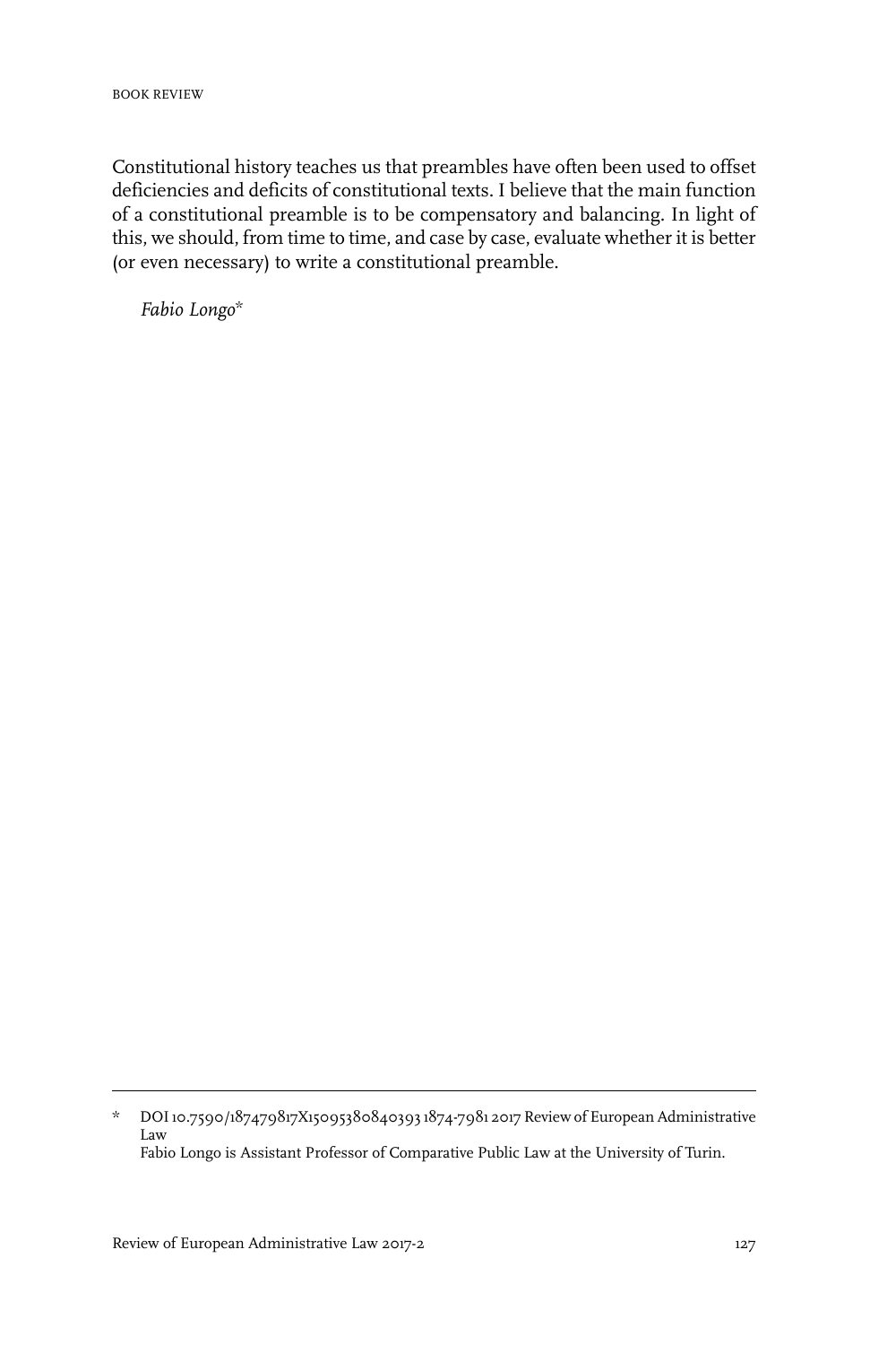Constitutional history teaches us that preambles have often been used to offset deficiencies and deficits of constitutional texts. I believe that the main function of a constitutional preamble is to be compensatory and balancing. In light of this, we should, from time to time, and case by case, evaluate whether it is better (or even necessary) to write a constitutional preamble.

*Fabio Longo**

---

\* DOI 10.7590/187479817X15095380840393 1874-7981 2017 Review of European Administrative Law
Fabio Longo is Assistant Professor of Comparative Public Law at the University of Turin.